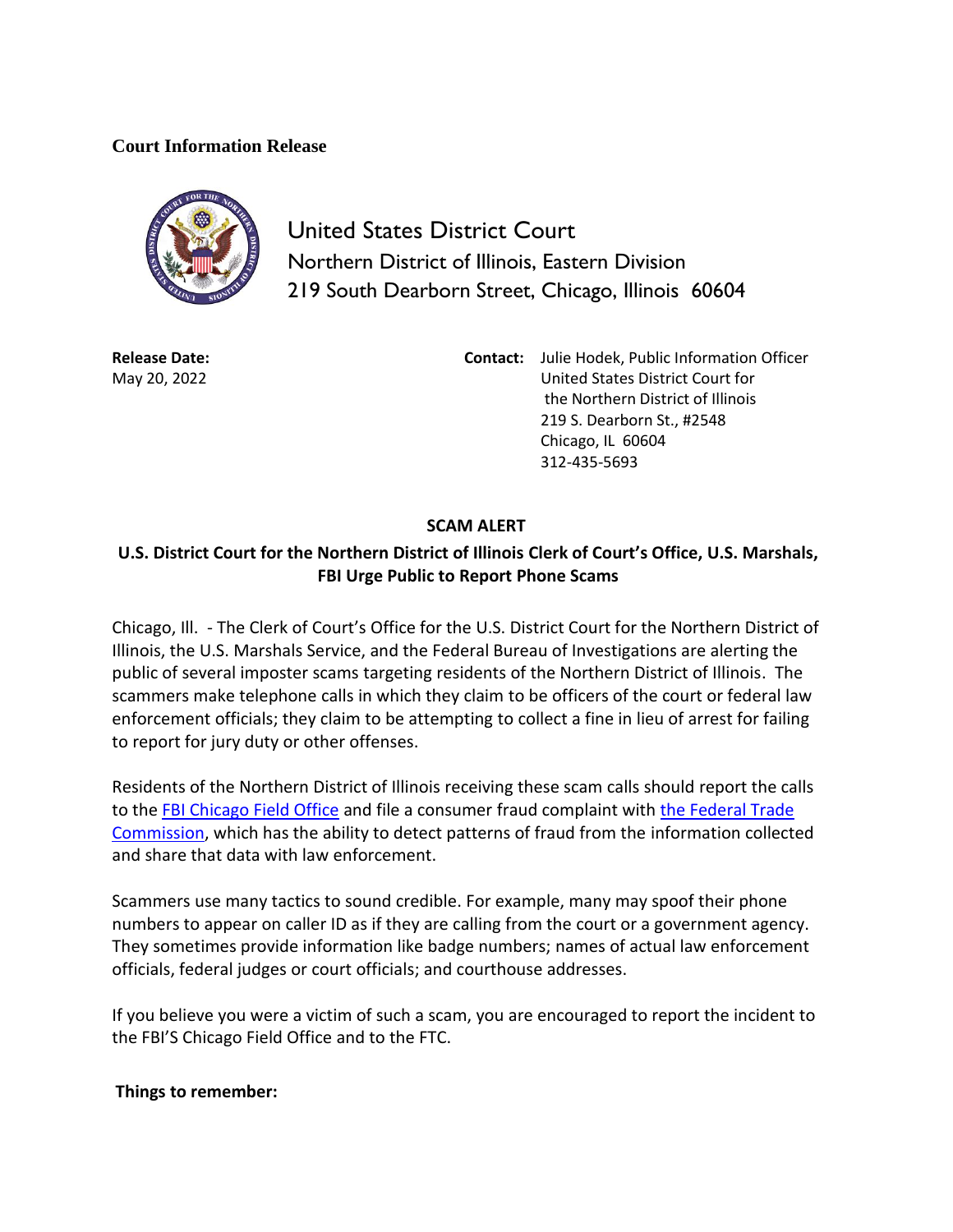**Court Information Release**

United States District Court
Northern District of Illinois, Eastern Division
219 South Dearborn Street, Chicago, Illinois 60604

**Release Date:**
May 20, 2022

**Contact:** Julie Hodek, Public Information Officer
United States District Court for
the Northern District of Illinois
219 S. Dearborn St., #2548
Chicago, IL 60604
312-435-5693

## SCAM ALERT

## U.S. District Court for the Northern District of Illinois Clerk of Court's Office, U.S. Marshals, FBI Urge Public to Report Phone Scams

Chicago, Ill. - The Clerk of Court's Office for the U.S. District Court for the Northern District of Illinois, the U.S. Marshals Service, and the Federal Bureau of Investigations are alerting the public of several imposter scams targeting residents of the Northern District of Illinois. The scammers make telephone calls in which they claim to be officers of the court or federal law enforcement officials; they claim to be attempting to collect a fine in lieu of arrest for failing to report for jury duty or other offenses.

Residents of the Northern District of Illinois receiving these scam calls should report the calls to the FBI Chicago Field Office and file a consumer fraud complaint with the Federal Trade Commission, which has the ability to detect patterns of fraud from the information collected and share that data with law enforcement.

Scammers use many tactics to sound credible. For example, many may spoof their phone numbers to appear on caller ID as if they are calling from the court or a government agency. They sometimes provide information like badge numbers; names of actual law enforcement officials, federal judges or court officials; and courthouse addresses.

If you believe you were a victim of such a scam, you are encouraged to report the incident to the FBI'S Chicago Field Office and to the FTC.

**Things to remember:**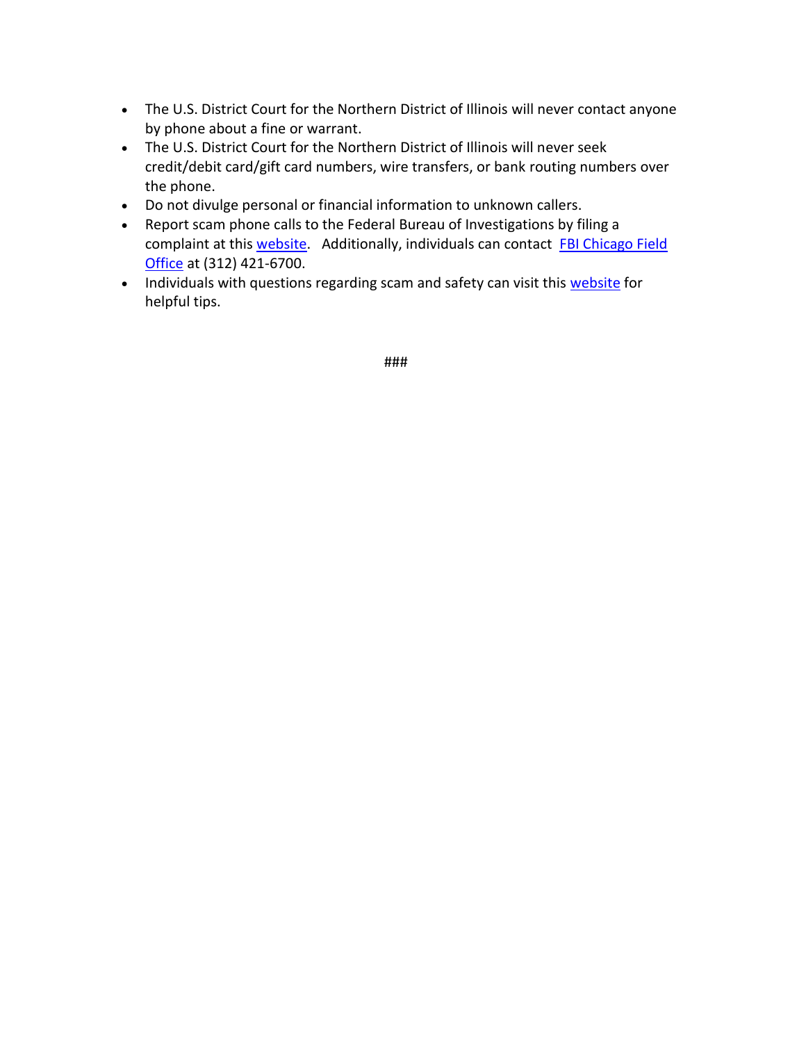- The U.S. District Court for the Northern District of Illinois will never contact anyone by phone about a fine or warrant.
- The U.S. District Court for the Northern District of Illinois will never seek credit/debit card/gift card numbers, wire transfers, or bank routing numbers over the phone.
- Do not divulge personal or financial information to unknown callers.
- Report scam phone calls to the Federal Bureau of Investigations by filing a complaint at this website. Additionally, individuals can contact FBI Chicago Field Office at (312) 421-6700.
- Individuals with questions regarding scam and safety can visit this website for helpful tips.

###